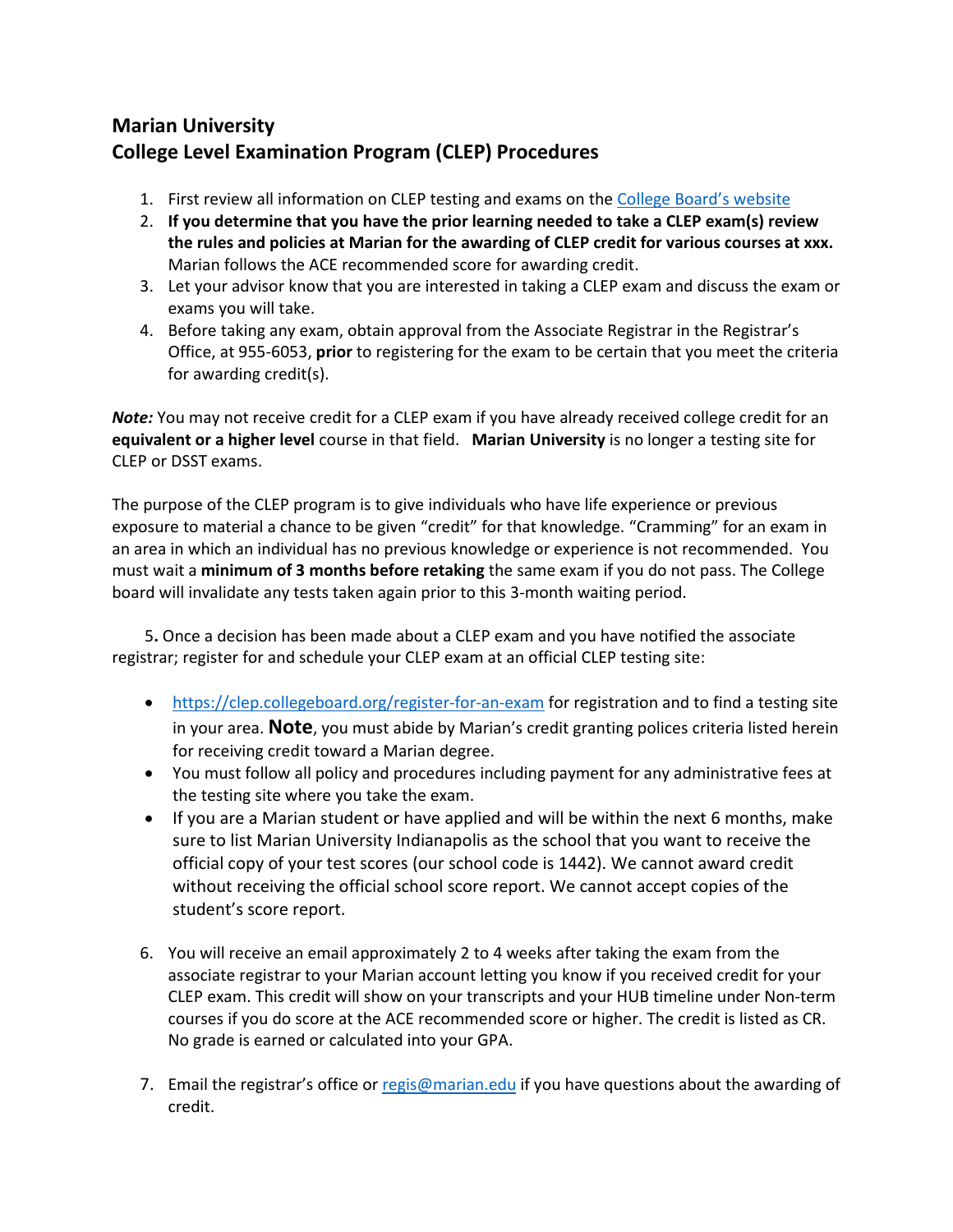# Marian University
## College Level Examination Program (CLEP) Procedures

1. First review all information on CLEP testing and exams on the [College Board's website]()
2. **If you determine that you have the prior learning needed to take a CLEP exam(s) review the rules and policies at Marian for the awarding of CLEP credit for various courses at xxx.** Marian follows the ACE recommended score for awarding credit.
3. Let your advisor know that you are interested in taking a CLEP exam and discuss the exam or exams you will take.
4. Before taking any exam, obtain approval from the Associate Registrar in the Registrar's Office, at 955-6053, **prior** to registering for the exam to be certain that you meet the criteria for awarding credit(s).

***Note:*** You may not receive credit for a CLEP exam if you have already received college credit for an **equivalent or a higher level** course in that field. **Marian University** is no longer a testing site for CLEP or DSST exams.

The purpose of the CLEP program is to give individuals who have life experience or previous exposure to material a chance to be given "credit" for that knowledge. "Cramming" for an exam in an area in which an individual has no previous knowledge or experience is not recommended. You must wait a **minimum of 3 months before retaking** the same exam if you do not pass. The College board will invalidate any tests taken again prior to this 3-month waiting period.

5. Once a decision has been made about a CLEP exam and you have notified the associate registrar; register for and schedule your CLEP exam at an official CLEP testing site:

- https://clep.collegeboard.org/register-for-an-exam for registration and to find a testing site in your area. **Note**, you must abide by Marian's credit granting polices criteria listed herein for receiving credit toward a Marian degree.
- You must follow all policy and procedures including payment for any administrative fees at the testing site where you take the exam.
- If you are a Marian student or have applied and will be within the next 6 months, make sure to list Marian University Indianapolis as the school that you want to receive the official copy of your test scores (our school code is 1442). We cannot award credit without receiving the official school score report. We cannot accept copies of the student's score report.

6. You will receive an email approximately 2 to 4 weeks after taking the exam from the associate registrar to your Marian account letting you know if you received credit for your CLEP exam. This credit will show on your transcripts and your HUB timeline under Non-term courses if you do score at the ACE recommended score or higher. The credit is listed as CR. No grade is earned or calculated into your GPA.

7. Email the registrar's office or regis@marian.edu if you have questions about the awarding of credit.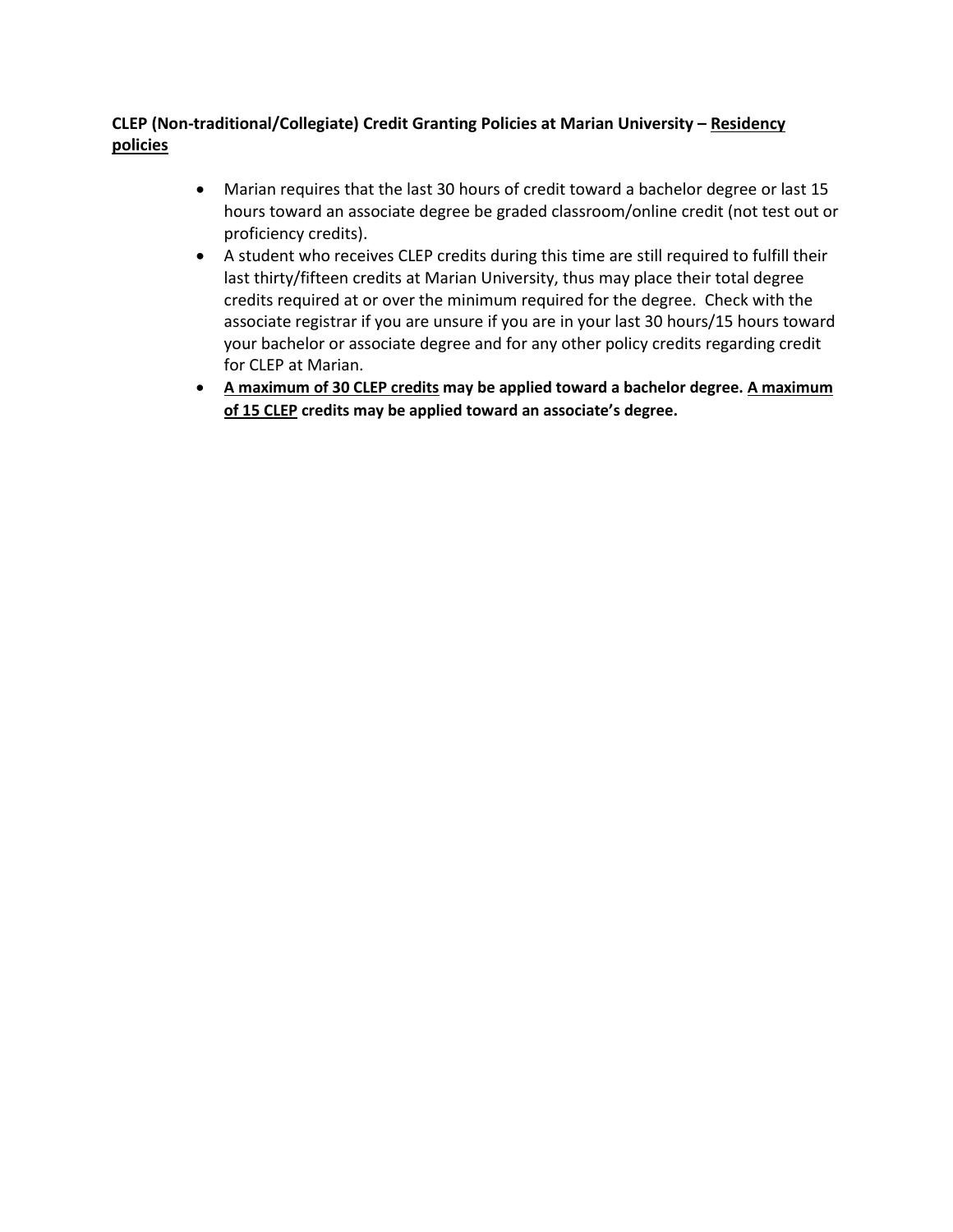**CLEP (Non-traditional/Collegiate) Credit Granting Policies at Marian University – <u>Residency policies</u>**

- Marian requires that the last 30 hours of credit toward a bachelor degree or last 15 hours toward an associate degree be graded classroom/online credit (not test out or proficiency credits).
- A student who receives CLEP credits during this time are still required to fulfill their last thirty/fifteen credits at Marian University, thus may place their total degree credits required at or over the minimum required for the degree. Check with the associate registrar if you are unsure if you are in your last 30 hours/15 hours toward your bachelor or associate degree and for any other policy credits regarding credit for CLEP at Marian.
- **<u>A maximum of 30 CLEP credits</u> may be applied toward a bachelor degree. <u>A maximum of 15 CLEP</u> credits may be applied toward an associate's degree.**